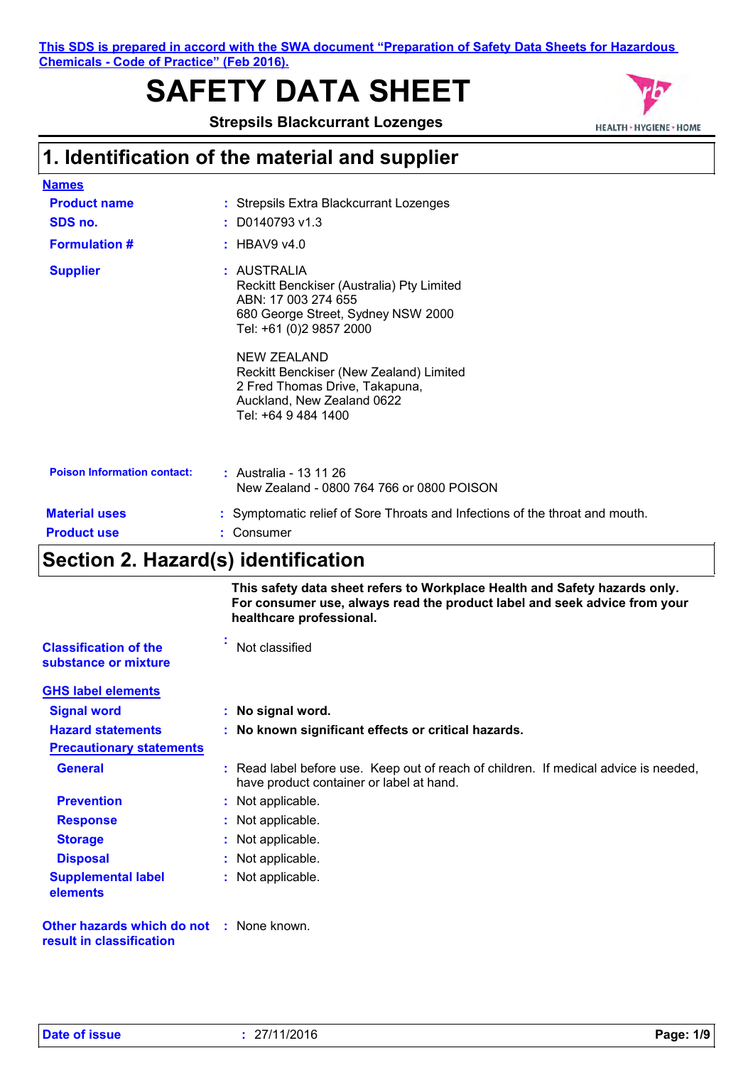This SDS is prepared in accord with the SWA document "Preparation of Safety Data Sheets for Hazardous Chemicals - Code of Practice" (Feb 2016).

# SAFETY DATA SHEET

**Strepsils Blackcurrant Lozenges**

HEALTH · HYGIENE · HOME

## 1. Identification of the material and supplier

**Names**

**Product name** : Strepsils Extra Blackcurrant Lozenges

**SDS no.** : D0140793 v1.3

**Formulation #** : HBAV9 v4.0

**Supplier** : AUSTRALIA
Reckitt Benckiser (Australia) Pty Limited
ABN: 17 003 274 655
680 George Street, Sydney NSW 2000
Tel: +61 (0)2 9857 2000

NEW ZEALAND
Reckitt Benckiser (New Zealand) Limited
2 Fred Thomas Drive, Takapuna,
Auckland, New Zealand 0622
Tel: +64 9 484 1400

**Poison Information contact:** : Australia - 13 11 26
New Zealand - 0800 764 766 or 0800 POISON

**Material uses** : Symptomatic relief of Sore Throats and Infections of the throat and mouth.

**Product use** : Consumer

## Section 2. Hazard(s) identification

**This safety data sheet refers to Workplace Health and Safety hazards only. For consumer use, always read the product label and seek advice from your healthcare professional.**

**Classification of the substance or mixture** : Not classified

**GHS label elements**

**Signal word** : **No signal word.**

**Hazard statements** : **No known significant effects or critical hazards.**

**Precautionary statements**

**General** : Read label before use. Keep out of reach of children. If medical advice is needed, have product container or label at hand.

**Prevention** : Not applicable.

**Response** : Not applicable.

**Storage** : Not applicable.

**Disposal** : Not applicable.

**Supplemental label elements** : Not applicable.

**Other hazards which do not result in classification** : None known.

**Date of issue** : 27/11/2016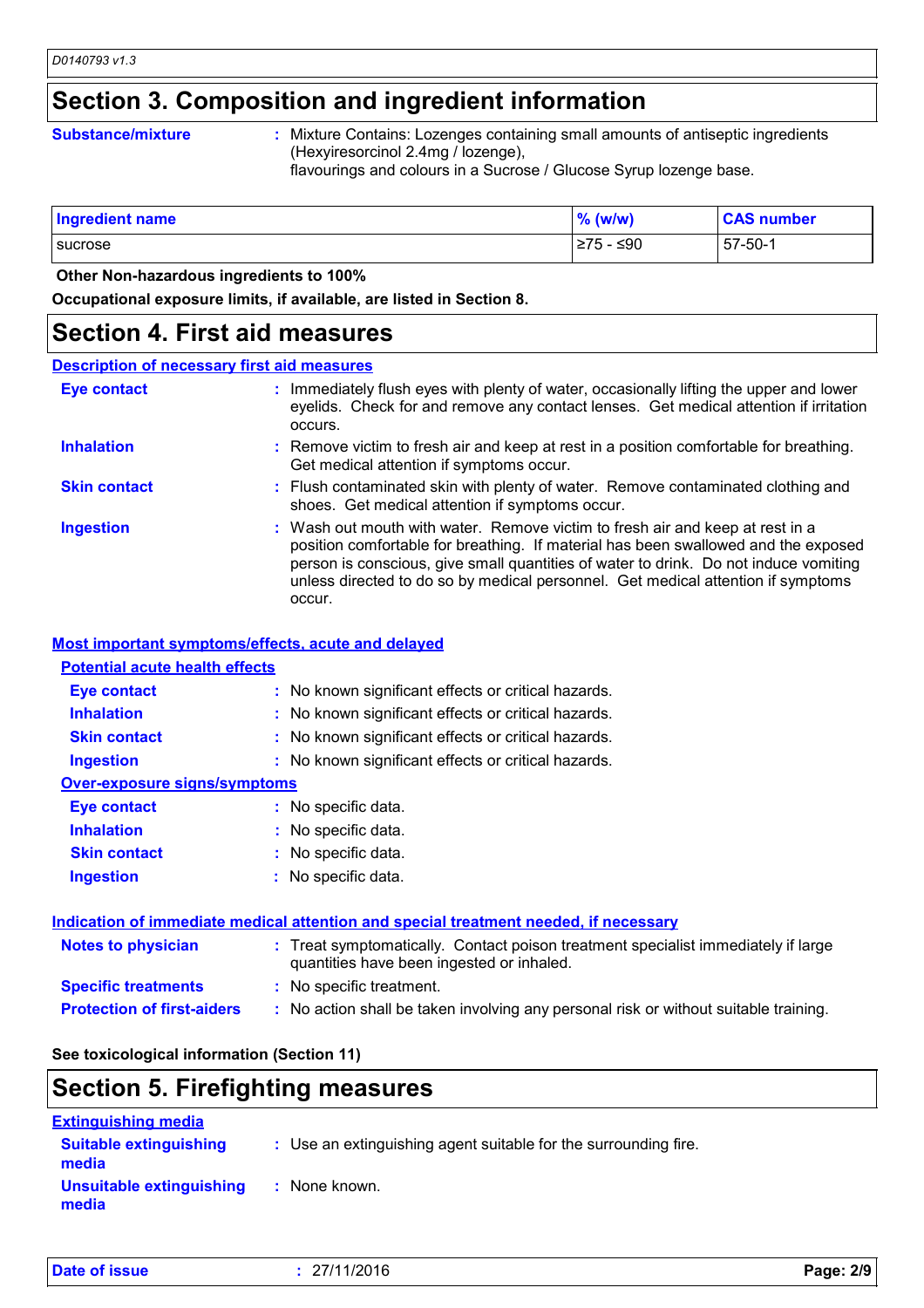## Section 3. Composition and ingredient information

**Substance/mixture** : Mixture Contains: Lozenges containing small amounts of antiseptic ingredients (Hexyiresorcinol 2.4mg / lozenge), flavourings and colours in a Sucrose / Glucose Syrup lozenge base.

| Ingredient name | % (w/w) | CAS number |
|---|---|---|
| sucrose | ≥75 - ≤90 | 57-50-1 |

**Other Non-hazardous ingredients to 100%**

**Occupational exposure limits, if available, are listed in Section 8.**

## Section 4. First aid measures

### Description of necessary first aid measures

**Eye contact** : Immediately flush eyes with plenty of water, occasionally lifting the upper and lower eyelids. Check for and remove any contact lenses. Get medical attention if irritation occurs.

**Inhalation** : Remove victim to fresh air and keep at rest in a position comfortable for breathing. Get medical attention if symptoms occur.

**Skin contact** : Flush contaminated skin with plenty of water. Remove contaminated clothing and shoes. Get medical attention if symptoms occur.

**Ingestion** : Wash out mouth with water. Remove victim to fresh air and keep at rest in a position comfortable for breathing. If material has been swallowed and the exposed person is conscious, give small quantities of water to drink. Do not induce vomiting unless directed to do so by medical personnel. Get medical attention if symptoms occur.

### Most important symptoms/effects, acute and delayed

#### Potential acute health effects

**Eye contact** : No known significant effects or critical hazards.

**Inhalation** : No known significant effects or critical hazards.

**Skin contact** : No known significant effects or critical hazards.

**Ingestion** : No known significant effects or critical hazards.

#### Over-exposure signs/symptoms

**Eye contact** : No specific data.

**Inhalation** : No specific data.

**Skin contact** : No specific data.

**Ingestion** : No specific data.

### Indication of immediate medical attention and special treatment needed, if necessary

**Notes to physician** : Treat symptomatically. Contact poison treatment specialist immediately if large quantities have been ingested or inhaled.

**Specific treatments** : No specific treatment.

**Protection of first-aiders** : No action shall be taken involving any personal risk or without suitable training.

**See toxicological information (Section 11)**

## Section 5. Firefighting measures

### Extinguishing media

**Suitable extinguishing media** : Use an extinguishing agent suitable for the surrounding fire.

**Unsuitable extinguishing media** : None known.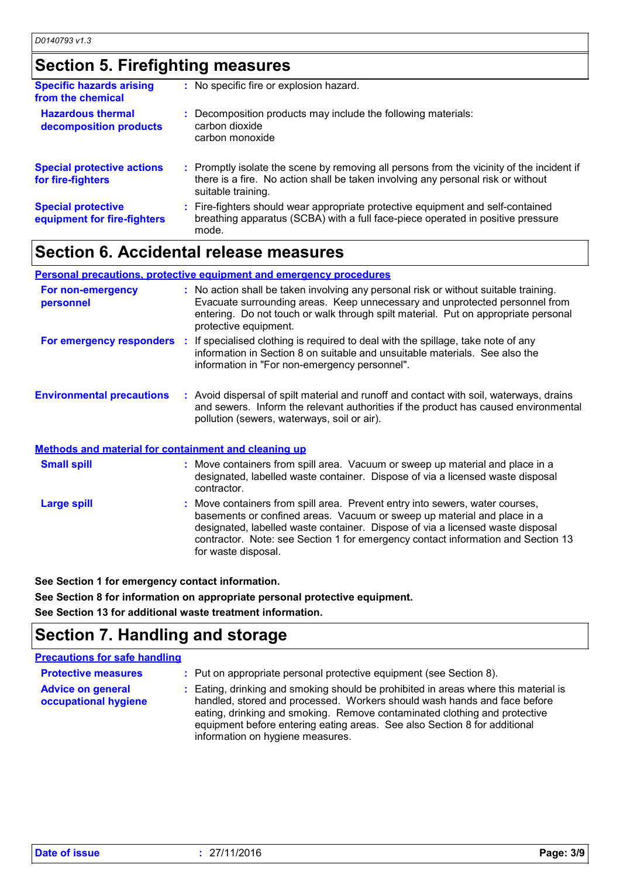## Section 5. Firefighting measures

**Specific hazards arising from the chemical** : No specific fire or explosion hazard.

**Hazardous thermal decomposition products** : Decomposition products may include the following materials:
carbon dioxide
carbon monoxide

**Special protective actions for fire-fighters** : Promptly isolate the scene by removing all persons from the vicinity of the incident if there is a fire. No action shall be taken involving any personal risk or without suitable training.

**Special protective equipment for fire-fighters** : Fire-fighters should wear appropriate protective equipment and self-contained breathing apparatus (SCBA) with a full face-piece operated in positive pressure mode.

## Section 6. Accidental release measures

### Personal precautions, protective equipment and emergency procedures

**For non-emergency personnel** : No action shall be taken involving any personal risk or without suitable training. Evacuate surrounding areas. Keep unnecessary and unprotected personnel from entering. Do not touch or walk through spilt material. Put on appropriate personal protective equipment.

**For emergency responders** : If specialised clothing is required to deal with the spillage, take note of any information in Section 8 on suitable and unsuitable materials. See also the information in "For non-emergency personnel".

**Environmental precautions** : Avoid dispersal of spilt material and runoff and contact with soil, waterways, drains and sewers. Inform the relevant authorities if the product has caused environmental pollution (sewers, waterways, soil or air).

### Methods and material for containment and cleaning up

**Small spill** : Move containers from spill area. Vacuum or sweep up material and place in a designated, labelled waste container. Dispose of via a licensed waste disposal contractor.

**Large spill** : Move containers from spill area. Prevent entry into sewers, water courses, basements or confined areas. Vacuum or sweep up material and place in a designated, labelled waste container. Dispose of via a licensed waste disposal contractor. Note: see Section 1 for emergency contact information and Section 13 for waste disposal.

**See Section 1 for emergency contact information.**

**See Section 8 for information on appropriate personal protective equipment.**

**See Section 13 for additional waste treatment information.**

## Section 7. Handling and storage

### Precautions for safe handling

**Protective measures** : Put on appropriate personal protective equipment (see Section 8).

**Advice on general occupational hygiene** : Eating, drinking and smoking should be prohibited in areas where this material is handled, stored and processed. Workers should wash hands and face before eating, drinking and smoking. Remove contaminated clothing and protective equipment before entering eating areas. See also Section 8 for additional information on hygiene measures.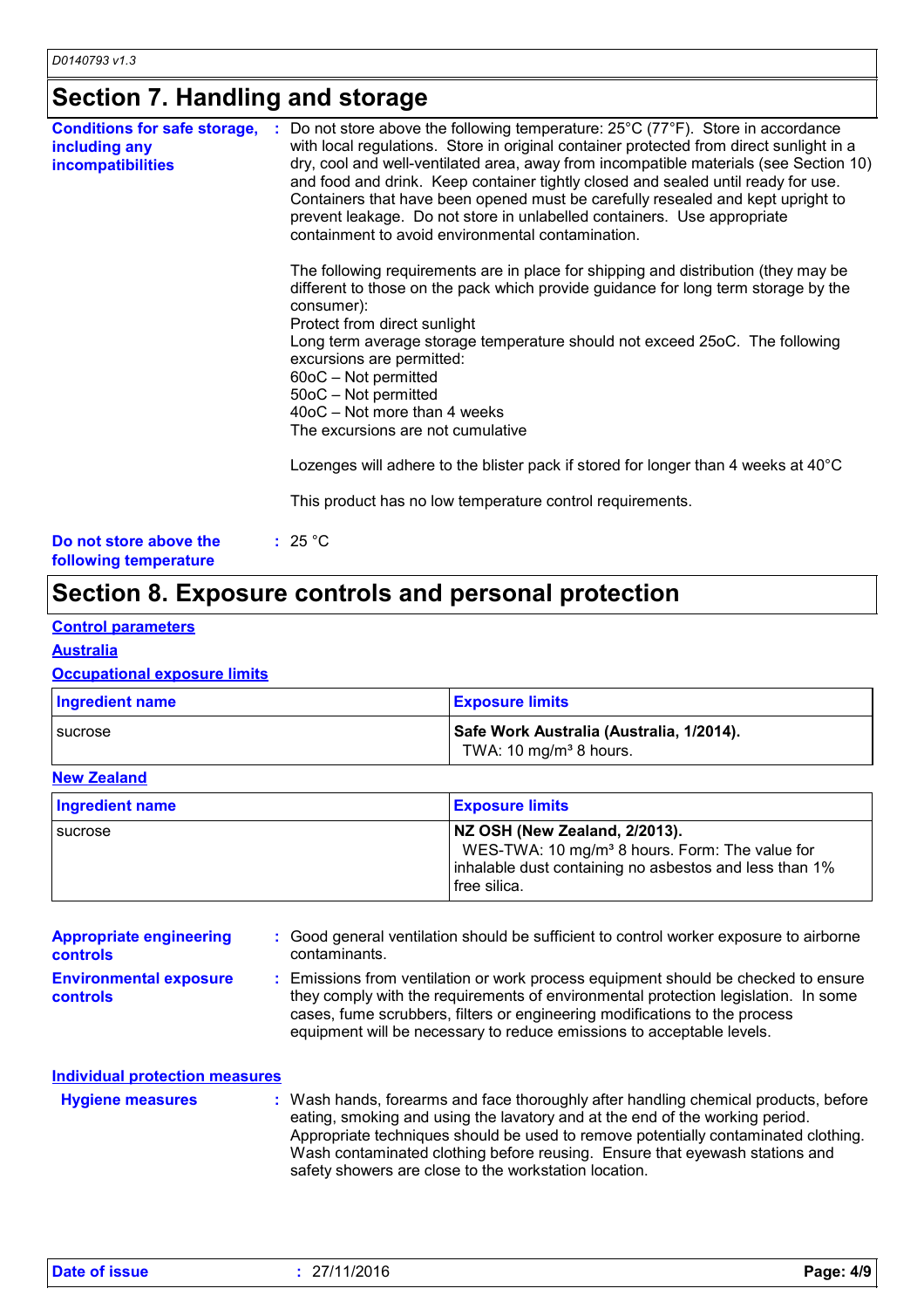## Section 7. Handling and storage

**Conditions for safe storage, including any incompatibilities** : Do not store above the following temperature: 25°C (77°F). Store in accordance with local regulations. Store in original container protected from direct sunlight in a dry, cool and well-ventilated area, away from incompatible materials (see Section 10) and food and drink. Keep container tightly closed and sealed until ready for use. Containers that have been opened must be carefully resealed and kept upright to prevent leakage. Do not store in unlabelled containers. Use appropriate containment to avoid environmental contamination.

The following requirements are in place for shipping and distribution (they may be different to those on the pack which provide guidance for long term storage by the consumer):
Protect from direct sunlight
Long term average storage temperature should not exceed 25oC. The following excursions are permitted:
60oC – Not permitted
50oC – Not permitted
40oC – Not more than 4 weeks
The excursions are not cumulative

Lozenges will adhere to the blister pack if stored for longer than 4 weeks at 40°C

This product has no low temperature control requirements.

**Do not store above the following temperature** : 25 °C

## Section 8. Exposure controls and personal protection

**Control parameters**

**Australia**

**Occupational exposure limits**

| Ingredient name | Exposure limits |
|---|---|
| sucrose | **Safe Work Australia (Australia, 1/2014).** TWA: 10 mg/m³ 8 hours. |

**New Zealand**

| Ingredient name | Exposure limits |
|---|---|
| sucrose | **NZ OSH (New Zealand, 2/2013).** WES-TWA: 10 mg/m³ 8 hours. Form: The value for inhalable dust containing no asbestos and less than 1% free silica. |

**Appropriate engineering controls** : Good general ventilation should be sufficient to control worker exposure to airborne contaminants.

**Environmental exposure controls** : Emissions from ventilation or work process equipment should be checked to ensure they comply with the requirements of environmental protection legislation. In some cases, fume scrubbers, filters or engineering modifications to the process equipment will be necessary to reduce emissions to acceptable levels.

**Individual protection measures**

**Hygiene measures** : Wash hands, forearms and face thoroughly after handling chemical products, before eating, smoking and using the lavatory and at the end of the working period. Appropriate techniques should be used to remove potentially contaminated clothing. Wash contaminated clothing before reusing. Ensure that eyewash stations and safety showers are close to the workstation location.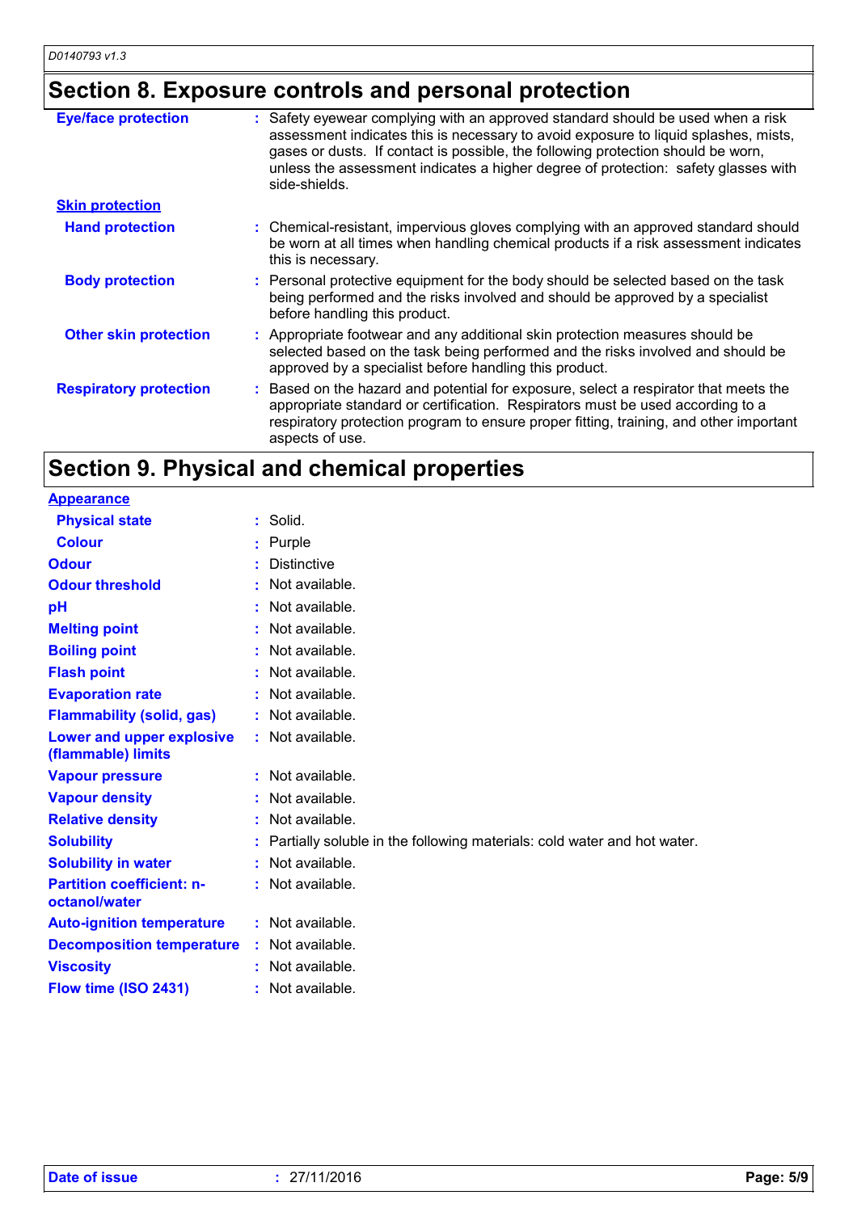## Section 8. Exposure controls and personal protection

| | |
|---|---|
| **Eye/face protection** | Safety eyewear complying with an approved standard should be used when a risk assessment indicates this is necessary to avoid exposure to liquid splashes, mists, gases or dusts. If contact is possible, the following protection should be worn, unless the assessment indicates a higher degree of protection: safety glasses with side-shields. |
| **Skin protection** | |
| **Hand protection** | Chemical-resistant, impervious gloves complying with an approved standard should be worn at all times when handling chemical products if a risk assessment indicates this is necessary. |
| **Body protection** | Personal protective equipment for the body should be selected based on the task being performed and the risks involved and should be approved by a specialist before handling this product. |
| **Other skin protection** | Appropriate footwear and any additional skin protection measures should be selected based on the task being performed and the risks involved and should be approved by a specialist before handling this product. |
| **Respiratory protection** | Based on the hazard and potential for exposure, select a respirator that meets the appropriate standard or certification. Respirators must be used according to a respiratory protection program to ensure proper fitting, training, and other important aspects of use. |

## Section 9. Physical and chemical properties

| | |
|---|---|
| **Appearance** | |
| **Physical state** | Solid. |
| **Colour** | Purple |
| **Odour** | Distinctive |
| **Odour threshold** | Not available. |
| **pH** | Not available. |
| **Melting point** | Not available. |
| **Boiling point** | Not available. |
| **Flash point** | Not available. |
| **Evaporation rate** | Not available. |
| **Flammability (solid, gas)** | Not available. |
| **Lower and upper explosive (flammable) limits** | Not available. |
| **Vapour pressure** | Not available. |
| **Vapour density** | Not available. |
| **Relative density** | Not available. |
| **Solubility** | Partially soluble in the following materials: cold water and hot water. |
| **Solubility in water** | Not available. |
| **Partition coefficient: n-octanol/water** | Not available. |
| **Auto-ignition temperature** | Not available. |
| **Decomposition temperature** | Not available. |
| **Viscosity** | Not available. |
| **Flow time (ISO 2431)** | Not available. |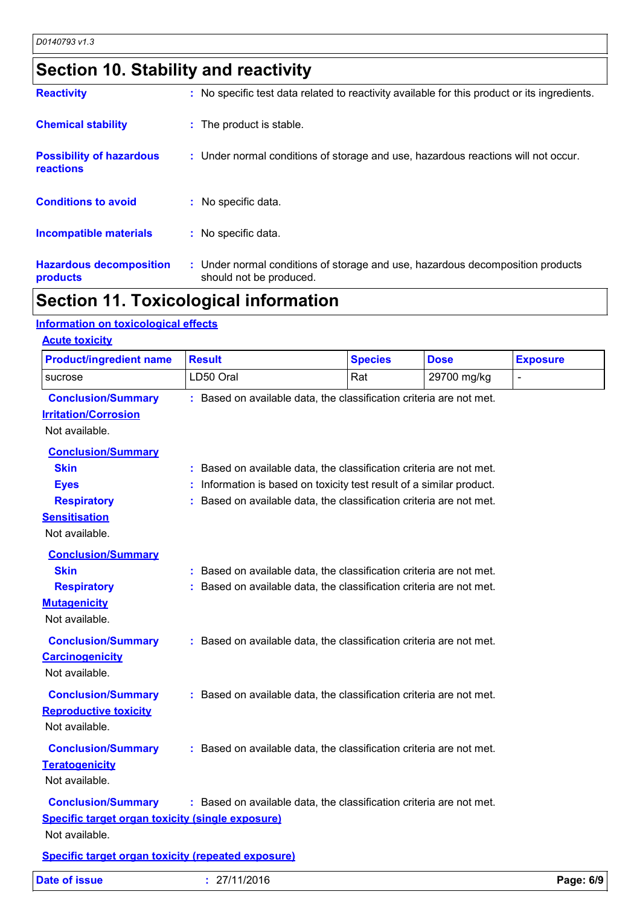## Section 10. Stability and reactivity

**Reactivity** : No specific test data related to reactivity available for this product or its ingredients.

**Chemical stability** : The product is stable.

**Possibility of hazardous reactions** : Under normal conditions of storage and use, hazardous reactions will not occur.

**Conditions to avoid** : No specific data.

**Incompatible materials** : No specific data.

**Hazardous decomposition products** : Under normal conditions of storage and use, hazardous decomposition products should not be produced.

## Section 11. Toxicological information

### Information on toxicological effects

#### Acute toxicity

| Product/ingredient name | Result | Species | Dose | Exposure |
|---|---|---|---|---|
| sucrose | LD50 Oral | Rat | 29700 mg/kg | - |

**Conclusion/Summary** : Based on available data, the classification criteria are not met.

#### Irritation/Corrosion

Not available.

**Conclusion/Summary**

- **Skin** : Based on available data, the classification criteria are not met.
- **Eyes** : Information is based on toxicity test result of a similar product.
- **Respiratory** : Based on available data, the classification criteria are not met.

#### Sensitisation

Not available.

**Conclusion/Summary**

- **Skin** : Based on available data, the classification criteria are not met.
- **Respiratory** : Based on available data, the classification criteria are not met.

#### Mutagenicity

Not available.

**Conclusion/Summary** : Based on available data, the classification criteria are not met.

#### Carcinogenicity

Not available.

**Conclusion/Summary** : Based on available data, the classification criteria are not met.

#### Reproductive toxicity

Not available.

**Conclusion/Summary** : Based on available data, the classification criteria are not met.

#### Teratogenicity

Not available.

**Conclusion/Summary** : Based on available data, the classification criteria are not met.

#### Specific target organ toxicity (single exposure)

Not available.

#### Specific target organ toxicity (repeated exposure)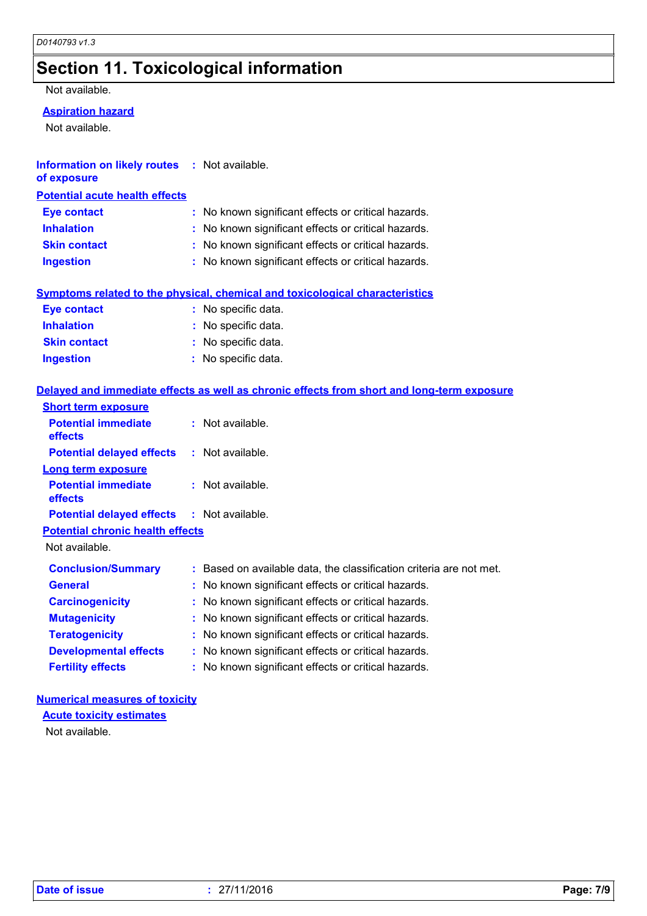## Section 11. Toxicological information

Not available.

**Aspiration hazard**

Not available.

**Information on likely routes of exposure** : Not available.

**Potential acute health effects**

**Eye contact** : No known significant effects or critical hazards.
**Inhalation** : No known significant effects or critical hazards.
**Skin contact** : No known significant effects or critical hazards.
**Ingestion** : No known significant effects or critical hazards.

**Symptoms related to the physical, chemical and toxicological characteristics**

**Eye contact** : No specific data.
**Inhalation** : No specific data.
**Skin contact** : No specific data.
**Ingestion** : No specific data.

**Delayed and immediate effects as well as chronic effects from short and long-term exposure**

**Short term exposure**

**Potential immediate effects** : Not available.
**Potential delayed effects** : Not available.

**Long term exposure**

**Potential immediate effects** : Not available.
**Potential delayed effects** : Not available.

**Potential chronic health effects**

Not available.

**Conclusion/Summary** : Based on available data, the classification criteria are not met.
**General** : No known significant effects or critical hazards.
**Carcinogenicity** : No known significant effects or critical hazards.
**Mutagenicity** : No known significant effects or critical hazards.
**Teratogenicity** : No known significant effects or critical hazards.
**Developmental effects** : No known significant effects or critical hazards.
**Fertility effects** : No known significant effects or critical hazards.

**Numerical measures of toxicity**

**Acute toxicity estimates**

Not available.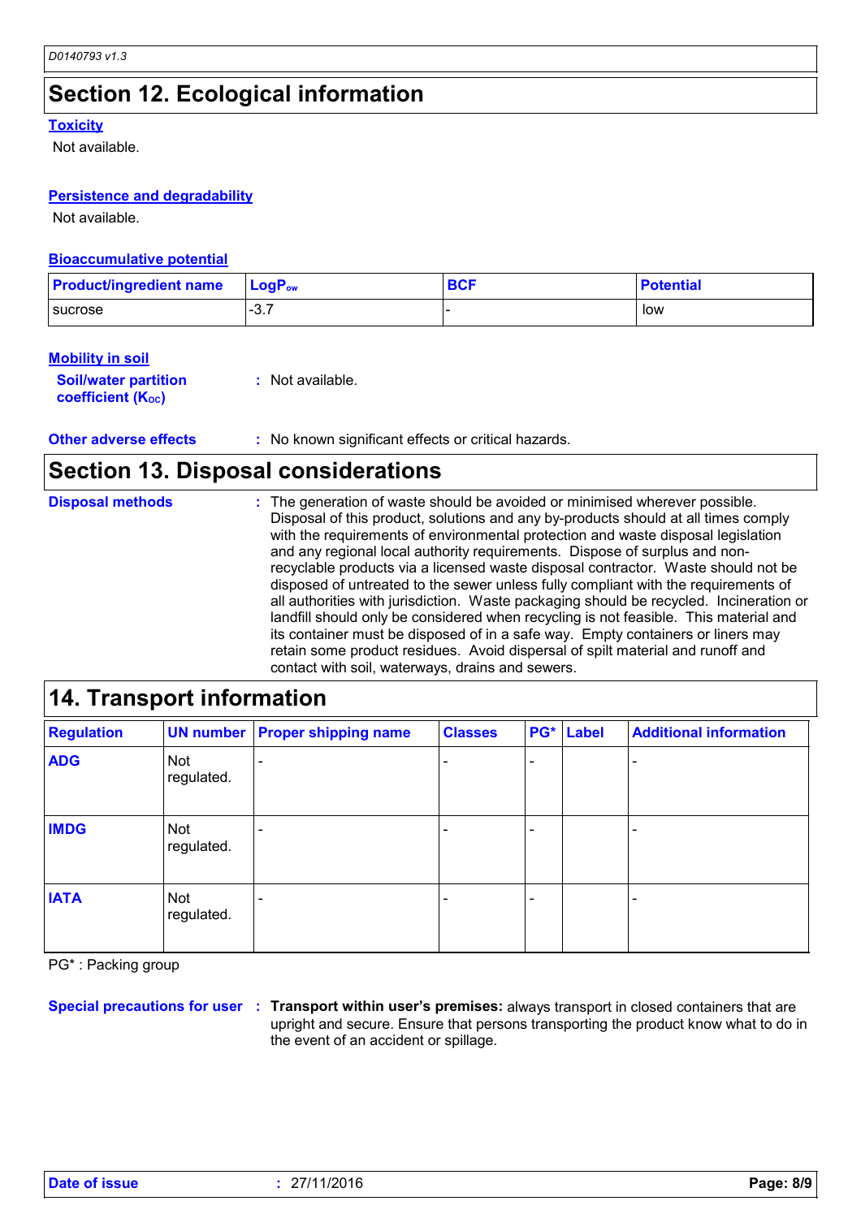## Section 12. Ecological information

### Toxicity

Not available.

### Persistence and degradability

Not available.

### Bioaccumulative potential

| Product/ingredient name | $LogP_{ow}$ | BCF | Potential |
| --- | --- | --- | --- |
| sucrose | -3.7 | - | low |

### Mobility in soil

**Soil/water partition coefficient ($K_{OC}$)** : Not available.

**Other adverse effects** : No known significant effects or critical hazards.

## Section 13. Disposal considerations

**Disposal methods** : The generation of waste should be avoided or minimised wherever possible. Disposal of this product, solutions and any by-products should at all times comply with the requirements of environmental protection and waste disposal legislation and any regional local authority requirements. Dispose of surplus and non-recyclable products via a licensed waste disposal contractor. Waste should not be disposed of untreated to the sewer unless fully compliant with the requirements of all authorities with jurisdiction. Waste packaging should be recycled. Incineration or landfill should only be considered when recycling is not feasible. This material and its container must be disposed of in a safe way. Empty containers or liners may retain some product residues. Avoid dispersal of spilt material and runoff and contact with soil, waterways, drains and sewers.

## 14. Transport information

| Regulation | UN number | Proper shipping name | Classes | PG* | Label | Additional information |
| --- | --- | --- | --- | --- | --- | --- |
| ADG | Not regulated. | - | - | - | | - |
| IMDG | Not regulated. | - | - | - | | - |
| IATA | Not regulated. | - | - | - | | - |

PG* : Packing group

**Special precautions for user** : **Transport within user's premises:** always transport in closed containers that are upright and secure. Ensure that persons transporting the product know what to do in the event of an accident or spillage.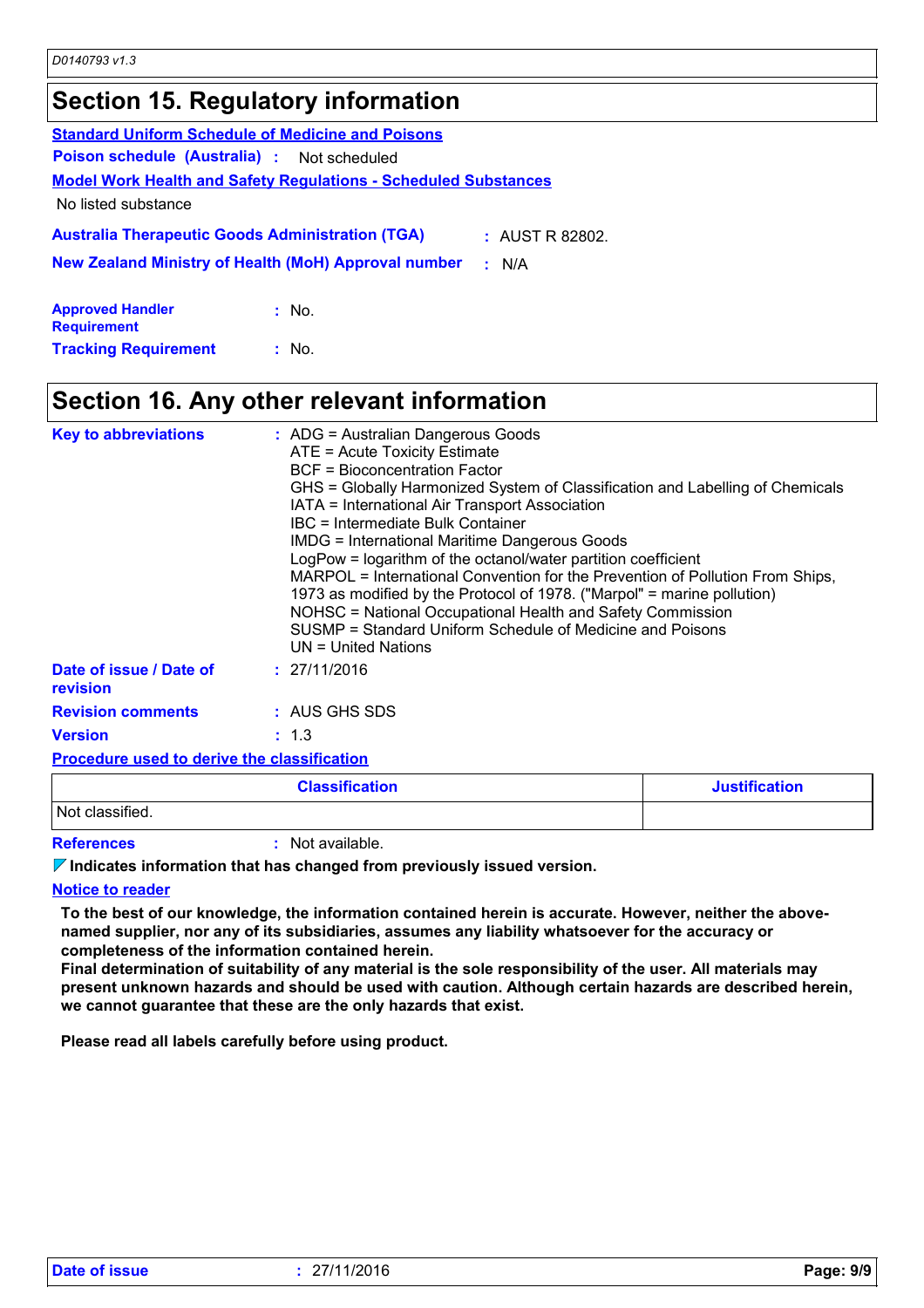## Section 15. Regulatory information

**Standard Uniform Schedule of Medicine and Poisons**

**Poison schedule (Australia)** : Not scheduled

**Model Work Health and Safety Regulations - Scheduled Substances**

No listed substance

**Australia Therapeutic Goods Administration (TGA)** : AUST R 82802.

**New Zealand Ministry of Health (MoH) Approval number** : N/A

**Approved Handler Requirement** : No.

**Tracking Requirement** : No.

## Section 16. Any other relevant information

**Key to abbreviations** :
ADG = Australian Dangerous Goods
ATE = Acute Toxicity Estimate
BCF = Bioconcentration Factor
GHS = Globally Harmonized System of Classification and Labelling of Chemicals
IATA = International Air Transport Association
IBC = Intermediate Bulk Container
IMDG = International Maritime Dangerous Goods
LogPow = logarithm of the octanol/water partition coefficient
MARPOL = International Convention for the Prevention of Pollution From Ships, 1973 as modified by the Protocol of 1978. ("Marpol" = marine pollution)
NOHSC = National Occupational Health and Safety Commission
SUSMP = Standard Uniform Schedule of Medicine and Poisons
UN = United Nations

**Date of issue / Date of revision** : 27/11/2016

**Revision comments** : AUS GHS SDS

**Version** : 1.3

**Procedure used to derive the classification**

| Classification | Justification |
|---|---|
| Not classified. | |

**References** : Not available.

**Indicates information that has changed from previously issued version.**

**Notice to reader**

**To the best of our knowledge, the information contained herein is accurate. However, neither the above-named supplier, nor any of its subsidiaries, assumes any liability whatsoever for the accuracy or completeness of the information contained herein.**
**Final determination of suitability of any material is the sole responsibility of the user. All materials may present unknown hazards and should be used with caution. Although certain hazards are described herein, we cannot guarantee that these are the only hazards that exist.**

**Please read all labels carefully before using product.**